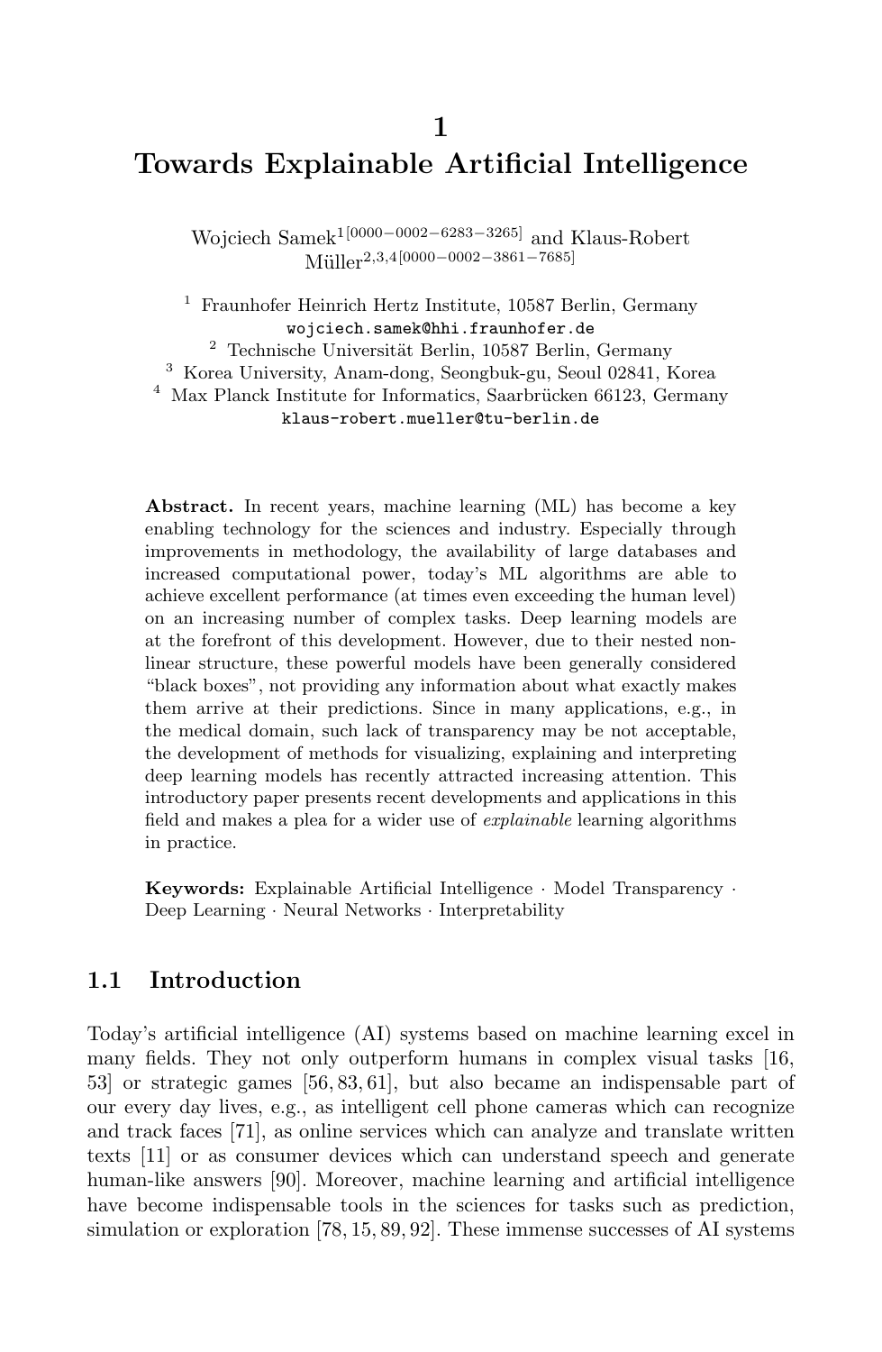# 1
# Towards Explainable Artificial Intelligence

Wojciech Samek[1][0000−0002−6283−3265] and Klaus-Robert Müller[2,3,4][0000−0002−3861−7685]

[1] Fraunhofer Heinrich Hertz Institute, 10587 Berlin, Germany
wojciech.samek@hhi.fraunhofer.de
[2] Technische Universität Berlin, 10587 Berlin, Germany
[3] Korea University, Anam-dong, Seongbuk-gu, Seoul 02841, Korea
[4] Max Planck Institute for Informatics, Saarbrücken 66123, Germany
klaus-robert.mueller@tu-berlin.de

**Abstract.** In recent years, machine learning (ML) has become a key enabling technology for the sciences and industry. Especially through improvements in methodology, the availability of large databases and increased computational power, today's ML algorithms are able to achieve excellent performance (at times even exceeding the human level) on an increasing number of complex tasks. Deep learning models are at the forefront of this development. However, due to their nested non-linear structure, these powerful models have been generally considered "black boxes", not providing any information about what exactly makes them arrive at their predictions. Since in many applications, e.g., in the medical domain, such lack of transparency may be not acceptable, the development of methods for visualizing, explaining and interpreting deep learning models has recently attracted increasing attention. This introductory paper presents recent developments and applications in this field and makes a plea for a wider use of *explainable* learning algorithms in practice.

**Keywords:** Explainable Artificial Intelligence · Model Transparency · Deep Learning · Neural Networks · Interpretability

## 1.1 Introduction

Today's artificial intelligence (AI) systems based on machine learning excel in many fields. They not only outperform humans in complex visual tasks [16, 53] or strategic games [56, 83, 61], but also became an indispensable part of our every day lives, e.g., as intelligent cell phone cameras which can recognize and track faces [71], as online services which can analyze and translate written texts [11] or as consumer devices which can understand speech and generate human-like answers [90]. Moreover, machine learning and artificial intelligence have become indispensable tools in the sciences for tasks such as prediction, simulation or exploration [78, 15, 89, 92]. These immense successes of AI systems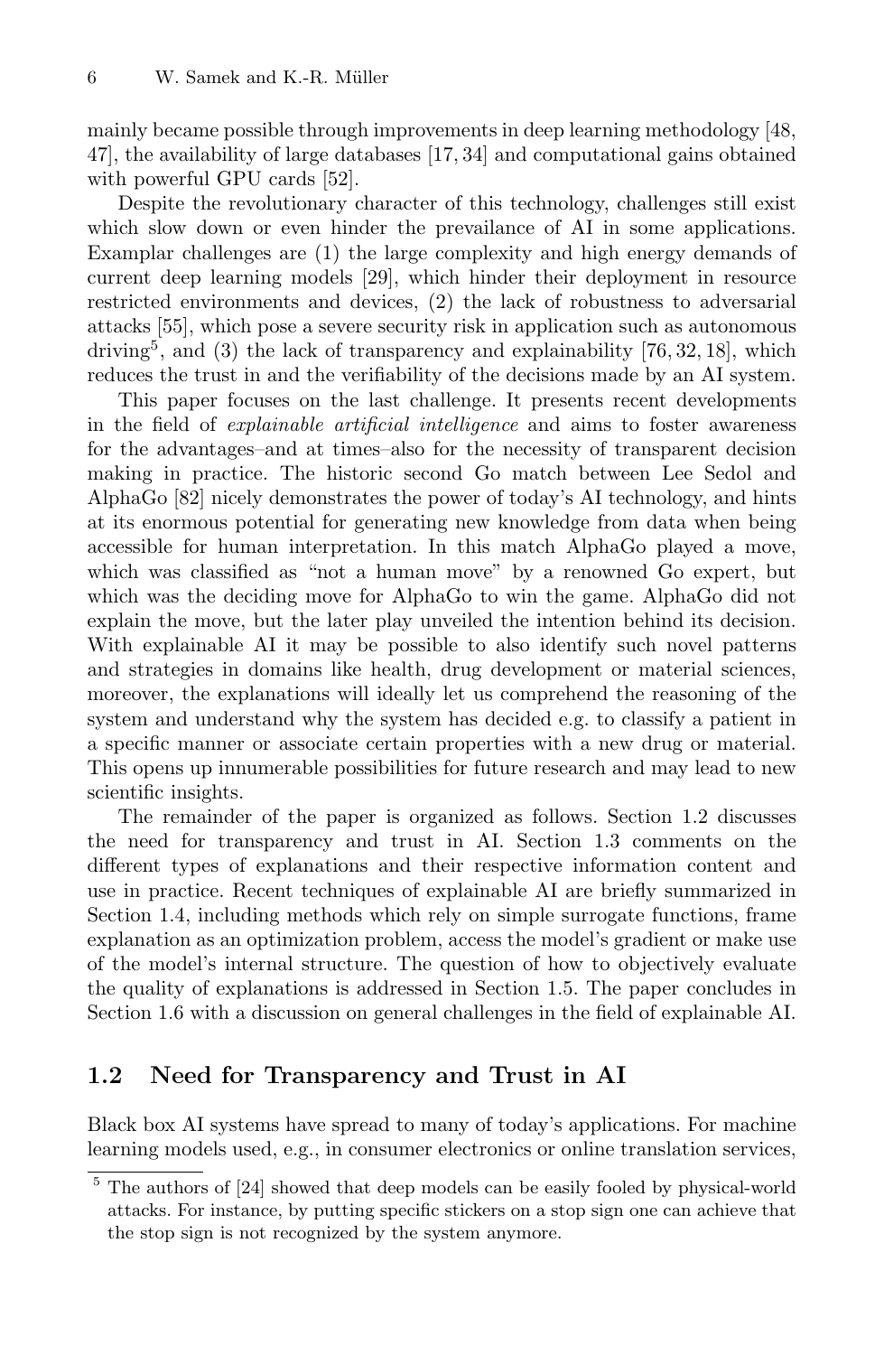mainly became possible through improvements in deep learning methodology [48, 47], the availability of large databases [17, 34] and computational gains obtained with powerful GPU cards [52].

Despite the revolutionary character of this technology, challenges still exist which slow down or even hinder the prevailance of AI in some applications. Examplar challenges are (1) the large complexity and high energy demands of current deep learning models [29], which hinder their deployment in resource restricted environments and devices, (2) the lack of robustness to adversarial attacks [55], which pose a severe security risk in application such as autonomous driving[5], and (3) the lack of transparency and explainability [76, 32, 18], which reduces the trust in and the verifiability of the decisions made by an AI system.

This paper focuses on the last challenge. It presents recent developments in the field of *explainable artificial intelligence* and aims to foster awareness for the advantages–and at times–also for the necessity of transparent decision making in practice. The historic second Go match between Lee Sedol and AlphaGo [82] nicely demonstrates the power of today's AI technology, and hints at its enormous potential for generating new knowledge from data when being accessible for human interpretation. In this match AlphaGo played a move, which was classified as "not a human move" by a renowned Go expert, but which was the deciding move for AlphaGo to win the game. AlphaGo did not explain the move, but the later play unveiled the intention behind its decision. With explainable AI it may be possible to also identify such novel patterns and strategies in domains like health, drug development or material sciences, moreover, the explanations will ideally let us comprehend the reasoning of the system and understand why the system has decided e.g. to classify a patient in a specific manner or associate certain properties with a new drug or material. This opens up innumerable possibilities for future research and may lead to new scientific insights.

The remainder of the paper is organized as follows. Section 1.2 discusses the need for transparency and trust in AI. Section 1.3 comments on the different types of explanations and their respective information content and use in practice. Recent techniques of explainable AI are briefly summarized in Section 1.4, including methods which rely on simple surrogate functions, frame explanation as an optimization problem, access the model's gradient or make use of the model's internal structure. The question of how to objectively evaluate the quality of explanations is addressed in Section 1.5. The paper concludes in Section 1.6 with a discussion on general challenges in the field of explainable AI.

## 1.2 Need for Transparency and Trust in AI

Black box AI systems have spread to many of today's applications. For machine learning models used, e.g., in consumer electronics or online translation services,

[5] The authors of [24] showed that deep models can be easily fooled by physical-world attacks. For instance, by putting specific stickers on a stop sign one can achieve that the stop sign is not recognized by the system anymore.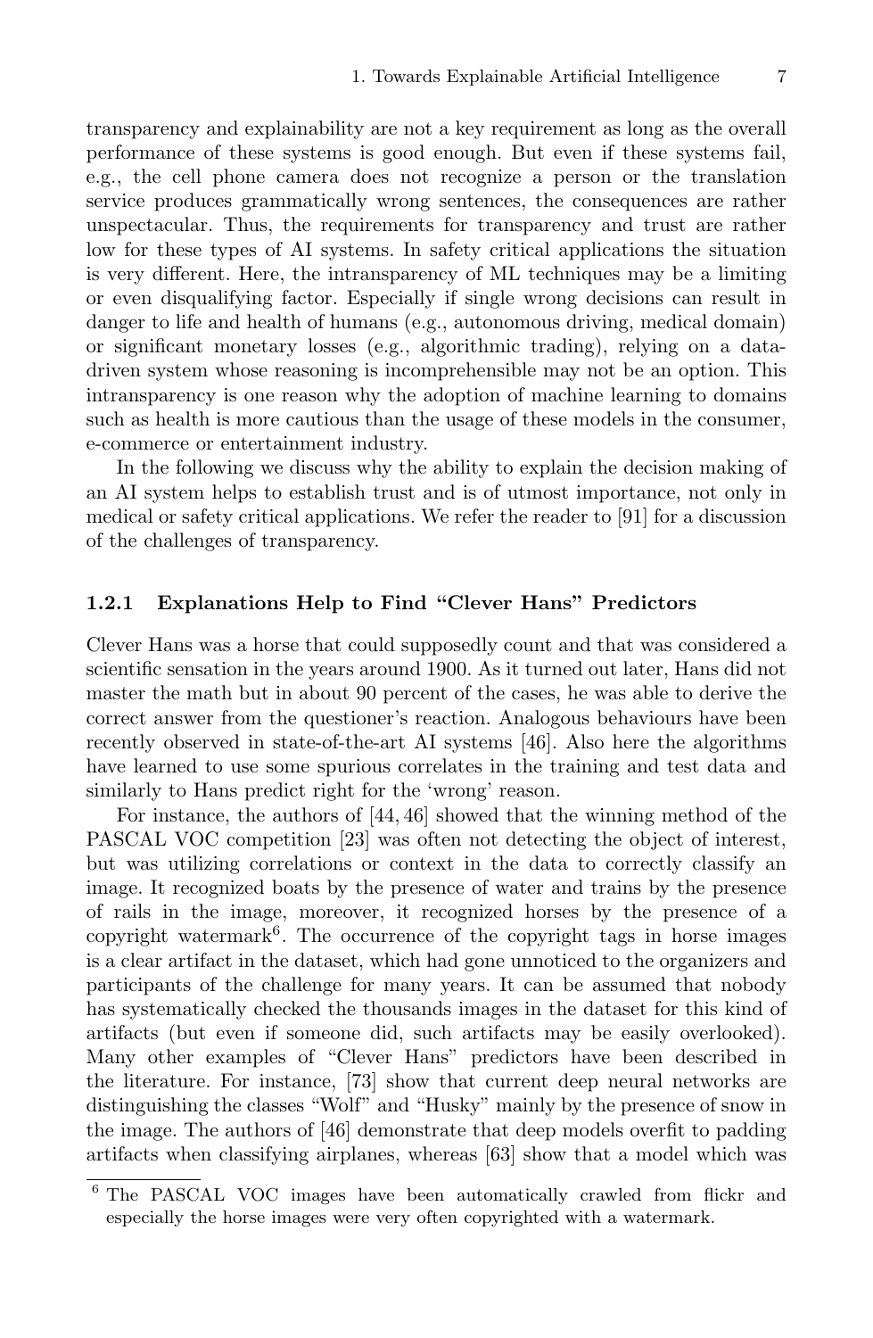transparency and explainability are not a key requirement as long as the overall performance of these systems is good enough. But even if these systems fail, e.g., the cell phone camera does not recognize a person or the translation service produces grammatically wrong sentences, the consequences are rather unspectacular. Thus, the requirements for transparency and trust are rather low for these types of AI systems. In safety critical applications the situation is very different. Here, the intransparency of ML techniques may be a limiting or even disqualifying factor. Especially if single wrong decisions can result in danger to life and health of humans (e.g., autonomous driving, medical domain) or significant monetary losses (e.g., algorithmic trading), relying on a data-driven system whose reasoning is incomprehensible may not be an option. This intransparency is one reason why the adoption of machine learning to domains such as health is more cautious than the usage of these models in the consumer, e-commerce or entertainment industry.

In the following we discuss why the ability to explain the decision making of an AI system helps to establish trust and is of utmost importance, not only in medical or safety critical applications. We refer the reader to [91] for a discussion of the challenges of transparency.

### 1.2.1 Explanations Help to Find "Clever Hans" Predictors

Clever Hans was a horse that could supposedly count and that was considered a scientific sensation in the years around 1900. As it turned out later, Hans did not master the math but in about 90 percent of the cases, he was able to derive the correct answer from the questioner's reaction. Analogous behaviours have been recently observed in state-of-the-art AI systems [46]. Also here the algorithms have learned to use some spurious correlates in the training and test data and similarly to Hans predict right for the 'wrong' reason.

For instance, the authors of [44, 46] showed that the winning method of the PASCAL VOC competition [23] was often not detecting the object of interest, but was utilizing correlations or context in the data to correctly classify an image. It recognized boats by the presence of water and trains by the presence of rails in the image, moreover, it recognized horses by the presence of a copyright watermark[6]. The occurrence of the copyright tags in horse images is a clear artifact in the dataset, which had gone unnoticed to the organizers and participants of the challenge for many years. It can be assumed that nobody has systematically checked the thousands images in the dataset for this kind of artifacts (but even if someone did, such artifacts may be easily overlooked). Many other examples of "Clever Hans" predictors have been described in the literature. For instance, [73] show that current deep neural networks are distinguishing the classes "Wolf" and "Husky" mainly by the presence of snow in the image. The authors of [46] demonstrate that deep models overfit to padding artifacts when classifying airplanes, whereas [63] show that a model which was

[6] The PASCAL VOC images have been automatically crawled from flickr and especially the horse images were very often copyrighted with a watermark.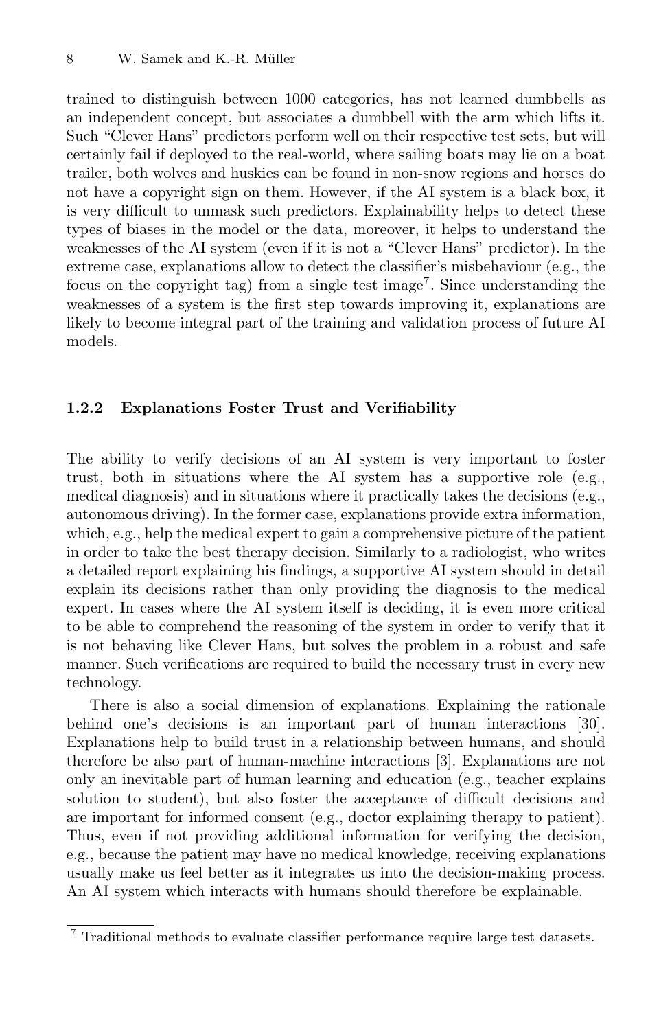trained to distinguish between 1000 categories, has not learned dumbbells as an independent concept, but associates a dumbbell with the arm which lifts it. Such "Clever Hans" predictors perform well on their respective test sets, but will certainly fail if deployed to the real-world, where sailing boats may lie on a boat trailer, both wolves and huskies can be found in non-snow regions and horses do not have a copyright sign on them. However, if the AI system is a black box, it is very difficult to unmask such predictors. Explainability helps to detect these types of biases in the model or the data, moreover, it helps to understand the weaknesses of the AI system (even if it is not a "Clever Hans" predictor). In the extreme case, explanations allow to detect the classifier's misbehaviour (e.g., the focus on the copyright tag) from a single test image[7]. Since understanding the weaknesses of a system is the first step towards improving it, explanations are likely to become integral part of the training and validation process of future AI models.

### 1.2.2 Explanations Foster Trust and Verifiability

The ability to verify decisions of an AI system is very important to foster trust, both in situations where the AI system has a supportive role (e.g., medical diagnosis) and in situations where it practically takes the decisions (e.g., autonomous driving). In the former case, explanations provide extra information, which, e.g., help the medical expert to gain a comprehensive picture of the patient in order to take the best therapy decision. Similarly to a radiologist, who writes a detailed report explaining his findings, a supportive AI system should in detail explain its decisions rather than only providing the diagnosis to the medical expert. In cases where the AI system itself is deciding, it is even more critical to be able to comprehend the reasoning of the system in order to verify that it is not behaving like Clever Hans, but solves the problem in a robust and safe manner. Such verifications are required to build the necessary trust in every new technology.

There is also a social dimension of explanations. Explaining the rationale behind one's decisions is an important part of human interactions [30]. Explanations help to build trust in a relationship between humans, and should therefore be also part of human-machine interactions [3]. Explanations are not only an inevitable part of human learning and education (e.g., teacher explains solution to student), but also foster the acceptance of difficult decisions and are important for informed consent (e.g., doctor explaining therapy to patient). Thus, even if not providing additional information for verifying the decision, e.g., because the patient may have no medical knowledge, receiving explanations usually make us feel better as it integrates us into the decision-making process. An AI system which interacts with humans should therefore be explainable.

[7] Traditional methods to evaluate classifier performance require large test datasets.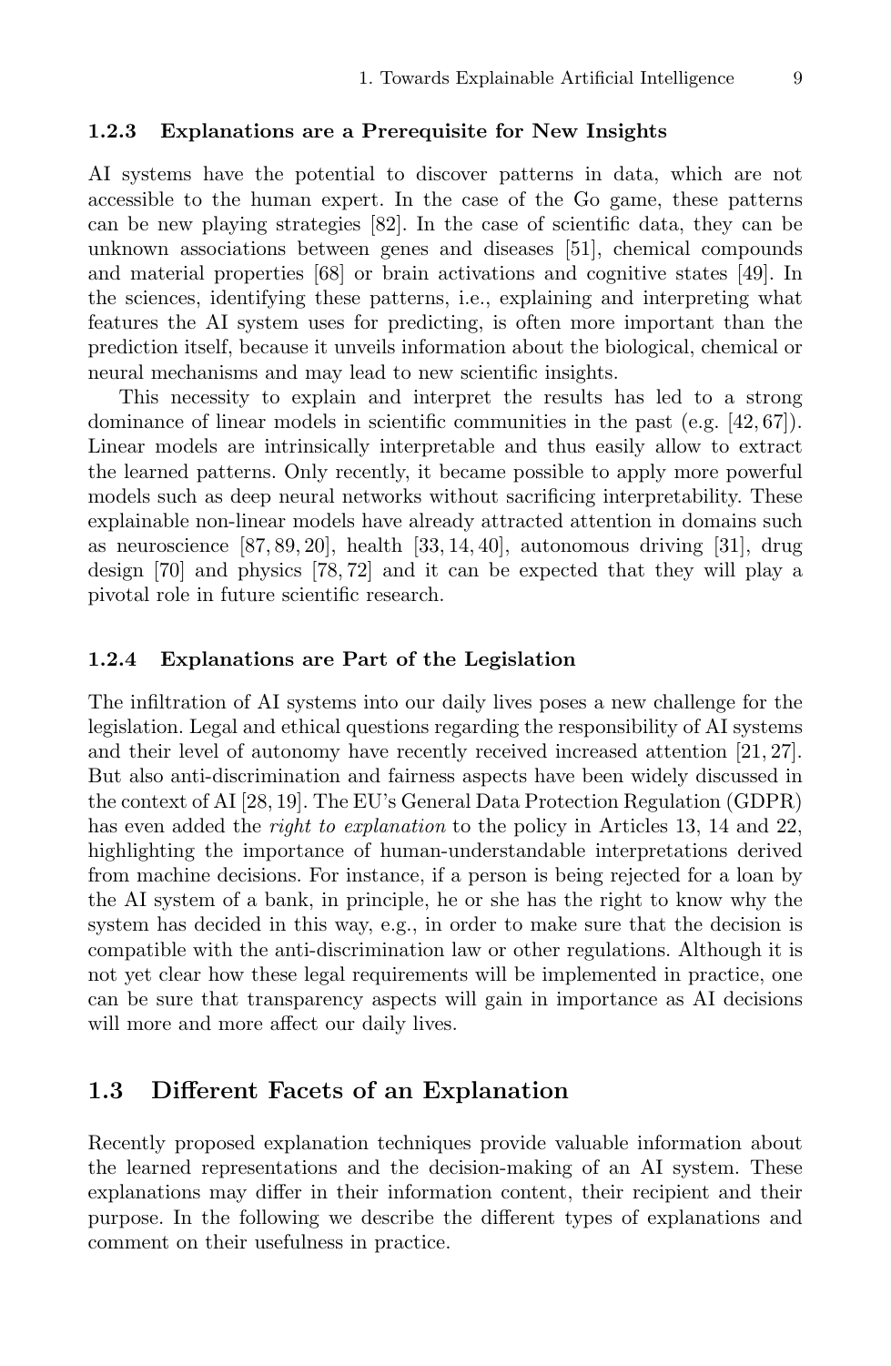### 1.2.3 Explanations are a Prerequisite for New Insights

AI systems have the potential to discover patterns in data, which are not accessible to the human expert. In the case of the Go game, these patterns can be new playing strategies [82]. In the case of scientific data, they can be unknown associations between genes and diseases [51], chemical compounds and material properties [68] or brain activations and cognitive states [49]. In the sciences, identifying these patterns, i.e., explaining and interpreting what features the AI system uses for predicting, is often more important than the prediction itself, because it unveils information about the biological, chemical or neural mechanisms and may lead to new scientific insights.

This necessity to explain and interpret the results has led to a strong dominance of linear models in scientific communities in the past (e.g. [42, 67]). Linear models are intrinsically interpretable and thus easily allow to extract the learned patterns. Only recently, it became possible to apply more powerful models such as deep neural networks without sacrificing interpretability. These explainable non-linear models have already attracted attention in domains such as neuroscience [87, 89, 20], health [33, 14, 40], autonomous driving [31], drug design [70] and physics [78, 72] and it can be expected that they will play a pivotal role in future scientific research.

### 1.2.4 Explanations are Part of the Legislation

The infiltration of AI systems into our daily lives poses a new challenge for the legislation. Legal and ethical questions regarding the responsibility of AI systems and their level of autonomy have recently received increased attention [21, 27]. But also anti-discrimination and fairness aspects have been widely discussed in the context of AI [28, 19]. The EU's General Data Protection Regulation (GDPR) has even added the *right to explanation* to the policy in Articles 13, 14 and 22, highlighting the importance of human-understandable interpretations derived from machine decisions. For instance, if a person is being rejected for a loan by the AI system of a bank, in principle, he or she has the right to know why the system has decided in this way, e.g., in order to make sure that the decision is compatible with the anti-discrimination law or other regulations. Although it is not yet clear how these legal requirements will be implemented in practice, one can be sure that transparency aspects will gain in importance as AI decisions will more and more affect our daily lives.

## 1.3 Different Facets of an Explanation

Recently proposed explanation techniques provide valuable information about the learned representations and the decision-making of an AI system. These explanations may differ in their information content, their recipient and their purpose. In the following we describe the different types of explanations and comment on their usefulness in practice.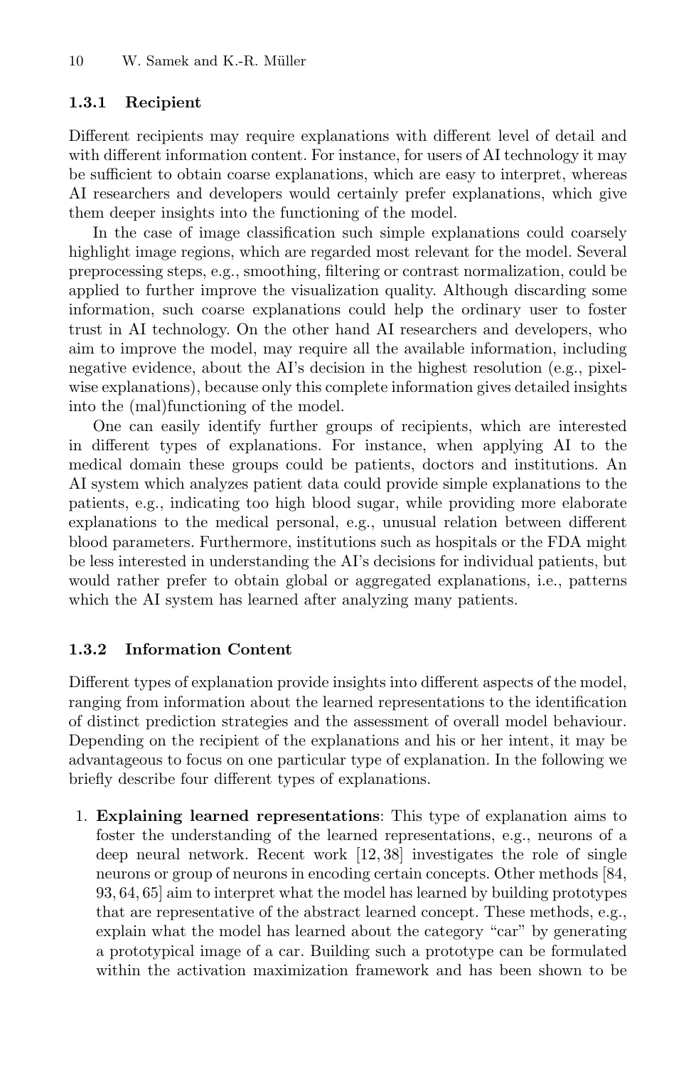### 1.3.1 Recipient

Different recipients may require explanations with different level of detail and with different information content. For instance, for users of AI technology it may be sufficient to obtain coarse explanations, which are easy to interpret, whereas AI researchers and developers would certainly prefer explanations, which give them deeper insights into the functioning of the model.

In the case of image classification such simple explanations could coarsely highlight image regions, which are regarded most relevant for the model. Several preprocessing steps, e.g., smoothing, filtering or contrast normalization, could be applied to further improve the visualization quality. Although discarding some information, such coarse explanations could help the ordinary user to foster trust in AI technology. On the other hand AI researchers and developers, who aim to improve the model, may require all the available information, including negative evidence, about the AI's decision in the highest resolution (e.g., pixel-wise explanations), because only this complete information gives detailed insights into the (mal)functioning of the model.

One can easily identify further groups of recipients, which are interested in different types of explanations. For instance, when applying AI to the medical domain these groups could be patients, doctors and institutions. An AI system which analyzes patient data could provide simple explanations to the patients, e.g., indicating too high blood sugar, while providing more elaborate explanations to the medical personal, e.g., unusual relation between different blood parameters. Furthermore, institutions such as hospitals or the FDA might be less interested in understanding the AI's decisions for individual patients, but would rather prefer to obtain global or aggregated explanations, i.e., patterns which the AI system has learned after analyzing many patients.

### 1.3.2 Information Content

Different types of explanation provide insights into different aspects of the model, ranging from information about the learned representations to the identification of distinct prediction strategies and the assessment of overall model behaviour. Depending on the recipient of the explanations and his or her intent, it may be advantageous to focus on one particular type of explanation. In the following we briefly describe four different types of explanations.

1. **Explaining learned representations**: This type of explanation aims to foster the understanding of the learned representations, e.g., neurons of a deep neural network. Recent work [12, 38] investigates the role of single neurons or group of neurons in encoding certain concepts. Other methods [84, 93, 64, 65] aim to interpret what the model has learned by building prototypes that are representative of the abstract learned concept. These methods, e.g., explain what the model has learned about the category "car" by generating a prototypical image of a car. Building such a prototype can be formulated within the activation maximization framework and has been shown to be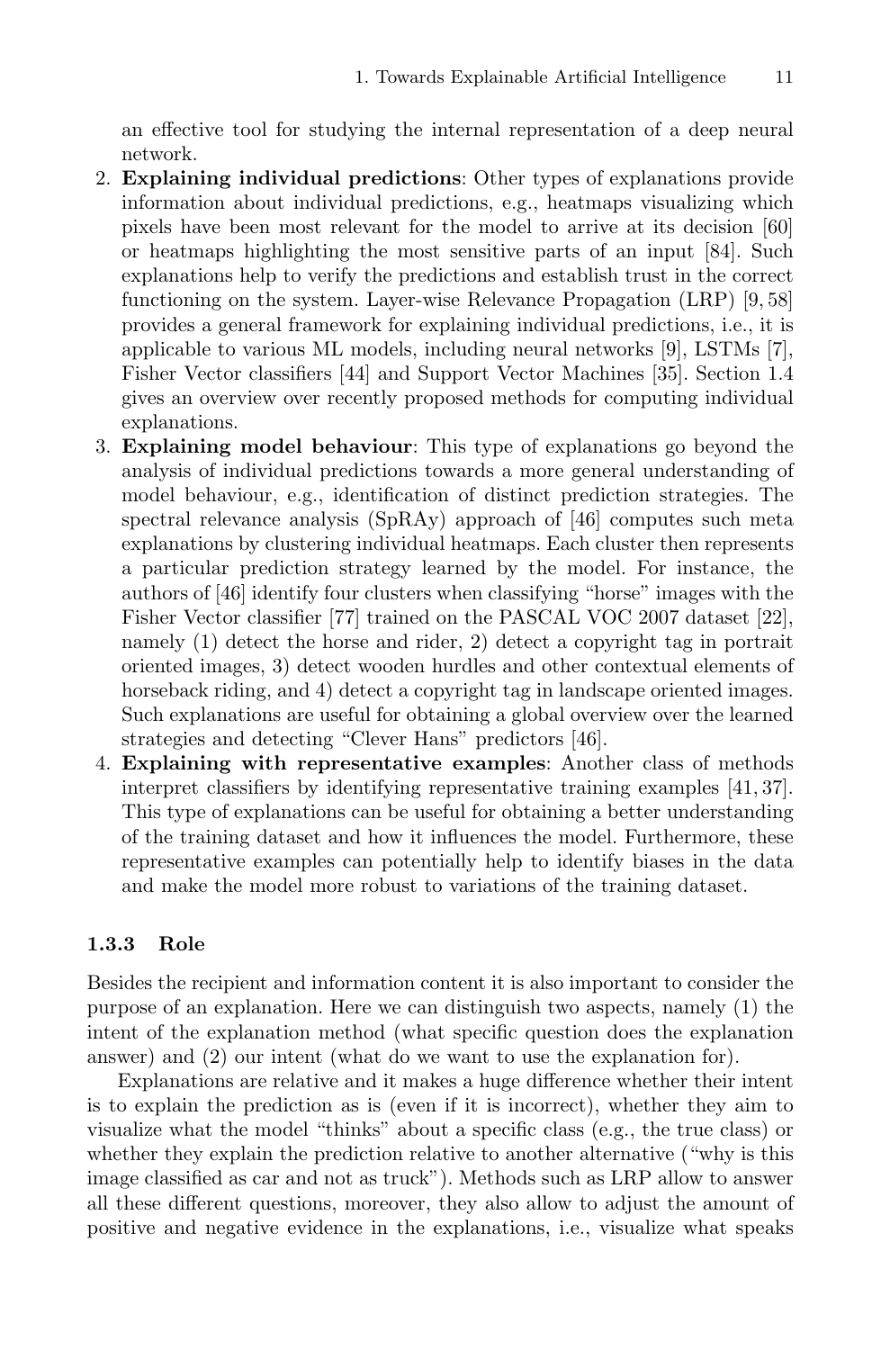an effective tool for studying the internal representation of a deep neural network.

2. **Explaining individual predictions**: Other types of explanations provide information about individual predictions, e.g., heatmaps visualizing which pixels have been most relevant for the model to arrive at its decision [60] or heatmaps highlighting the most sensitive parts of an input [84]. Such explanations help to verify the predictions and establish trust in the correct functioning on the system. Layer-wise Relevance Propagation (LRP) [9, 58] provides a general framework for explaining individual predictions, i.e., it is applicable to various ML models, including neural networks [9], LSTMs [7], Fisher Vector classifiers [44] and Support Vector Machines [35]. Section 1.4 gives an overview over recently proposed methods for computing individual explanations.
3. **Explaining model behaviour**: This type of explanations go beyond the analysis of individual predictions towards a more general understanding of model behaviour, e.g., identification of distinct prediction strategies. The spectral relevance analysis (SpRAy) approach of [46] computes such meta explanations by clustering individual heatmaps. Each cluster then represents a particular prediction strategy learned by the model. For instance, the authors of [46] identify four clusters when classifying "horse" images with the Fisher Vector classifier [77] trained on the PASCAL VOC 2007 dataset [22], namely (1) detect the horse and rider, 2) detect a copyright tag in portrait oriented images, 3) detect wooden hurdles and other contextual elements of horseback riding, and 4) detect a copyright tag in landscape oriented images. Such explanations are useful for obtaining a global overview over the learned strategies and detecting "Clever Hans" predictors [46].
4. **Explaining with representative examples**: Another class of methods interpret classifiers by identifying representative training examples [41, 37]. This type of explanations can be useful for obtaining a better understanding of the training dataset and how it influences the model. Furthermore, these representative examples can potentially help to identify biases in the data and make the model more robust to variations of the training dataset.

### 1.3.3 Role

Besides the recipient and information content it is also important to consider the purpose of an explanation. Here we can distinguish two aspects, namely (1) the intent of the explanation method (what specific question does the explanation answer) and (2) our intent (what do we want to use the explanation for).

Explanations are relative and it makes a huge difference whether their intent is to explain the prediction as is (even if it is incorrect), whether they aim to visualize what the model "thinks" about a specific class (e.g., the true class) or whether they explain the prediction relative to another alternative ("why is this image classified as car and not as truck"). Methods such as LRP allow to answer all these different questions, moreover, they also allow to adjust the amount of positive and negative evidence in the explanations, i.e., visualize what speaks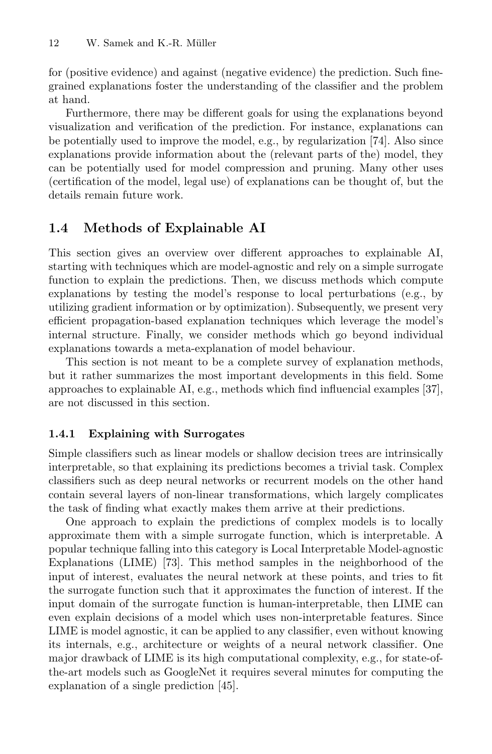for (positive evidence) and against (negative evidence) the prediction. Such fine-grained explanations foster the understanding of the classifier and the problem at hand.

Furthermore, there may be different goals for using the explanations beyond visualization and verification of the prediction. For instance, explanations can be potentially used to improve the model, e.g., by regularization [74]. Also since explanations provide information about the (relevant parts of the) model, they can be potentially used for model compression and pruning. Many other uses (certification of the model, legal use) of explanations can be thought of, but the details remain future work.

## 1.4 Methods of Explainable AI

This section gives an overview over different approaches to explainable AI, starting with techniques which are model-agnostic and rely on a simple surrogate function to explain the predictions. Then, we discuss methods which compute explanations by testing the model's response to local perturbations (e.g., by utilizing gradient information or by optimization). Subsequently, we present very efficient propagation-based explanation techniques which leverage the model's internal structure. Finally, we consider methods which go beyond individual explanations towards a meta-explanation of model behaviour.

This section is not meant to be a complete survey of explanation methods, but it rather summarizes the most important developments in this field. Some approaches to explainable AI, e.g., methods which find influencial examples [37], are not discussed in this section.

### 1.4.1 Explaining with Surrogates

Simple classifiers such as linear models or shallow decision trees are intrinsically interpretable, so that explaining its predictions becomes a trivial task. Complex classifiers such as deep neural networks or recurrent models on the other hand contain several layers of non-linear transformations, which largely complicates the task of finding what exactly makes them arrive at their predictions.

One approach to explain the predictions of complex models is to locally approximate them with a simple surrogate function, which is interpretable. A popular technique falling into this category is Local Interpretable Model-agnostic Explanations (LIME) [73]. This method samples in the neighborhood of the input of interest, evaluates the neural network at these points, and tries to fit the surrogate function such that it approximates the function of interest. If the input domain of the surrogate function is human-interpretable, then LIME can even explain decisions of a model which uses non-interpretable features. Since LIME is model agnostic, it can be applied to any classifier, even without knowing its internals, e.g., architecture or weights of a neural network classifier. One major drawback of LIME is its high computational complexity, e.g., for state-of-the-art models such as GoogleNet it requires several minutes for computing the explanation of a single prediction [45].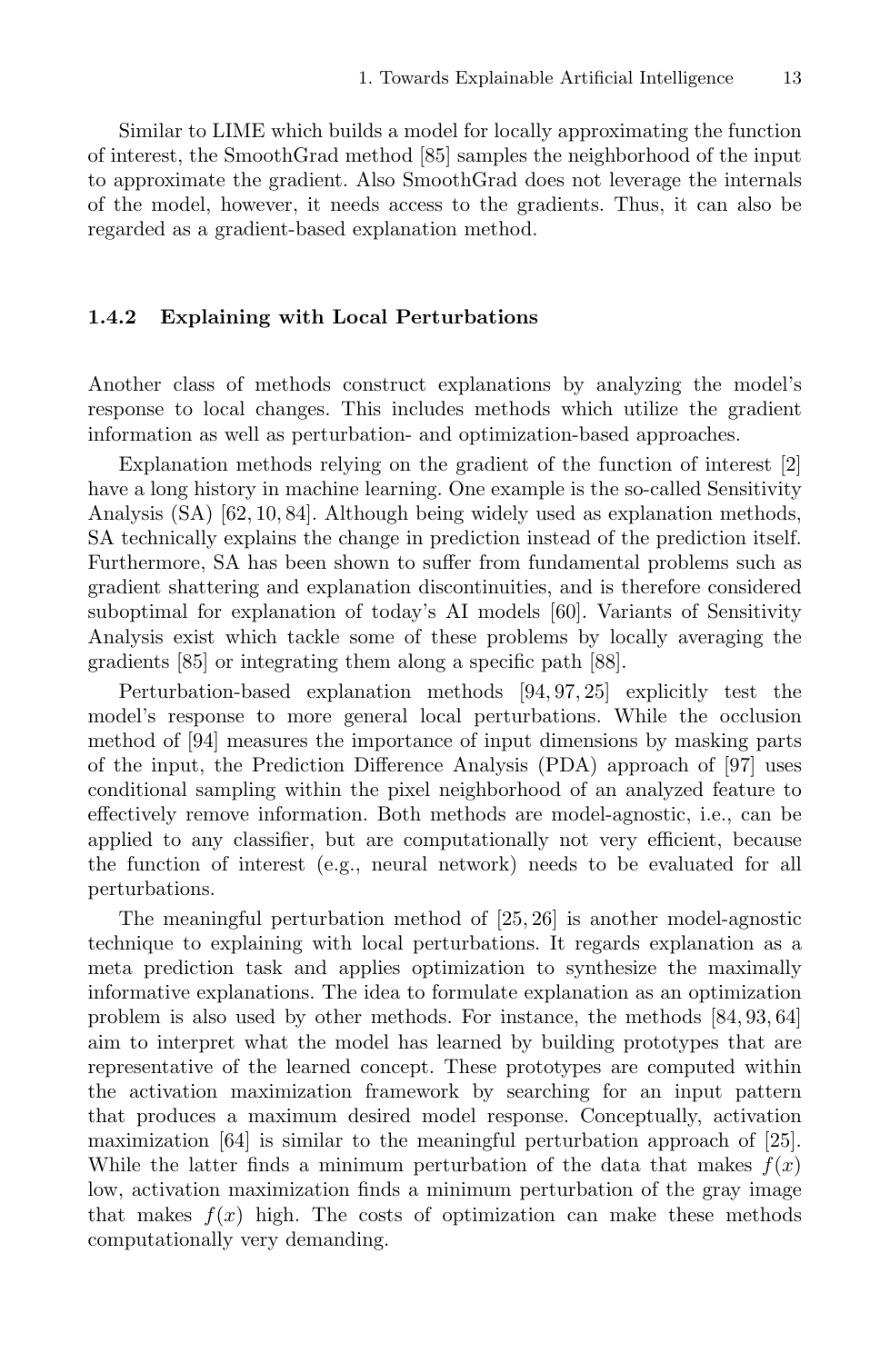Similar to LIME which builds a model for locally approximating the function of interest, the SmoothGrad method [85] samples the neighborhood of the input to approximate the gradient. Also SmoothGrad does not leverage the internals of the model, however, it needs access to the gradients. Thus, it can also be regarded as a gradient-based explanation method.

### 1.4.2 Explaining with Local Perturbations

Another class of methods construct explanations by analyzing the model's response to local changes. This includes methods which utilize the gradient information as well as perturbation- and optimization-based approaches.

Explanation methods relying on the gradient of the function of interest [2] have a long history in machine learning. One example is the so-called Sensitivity Analysis (SA) [62, 10, 84]. Although being widely used as explanation methods, SA technically explains the change in prediction instead of the prediction itself. Furthermore, SA has been shown to suffer from fundamental problems such as gradient shattering and explanation discontinuities, and is therefore considered suboptimal for explanation of today's AI models [60]. Variants of Sensitivity Analysis exist which tackle some of these problems by locally averaging the gradients [85] or integrating them along a specific path [88].

Perturbation-based explanation methods [94, 97, 25] explicitly test the model's response to more general local perturbations. While the occlusion method of [94] measures the importance of input dimensions by masking parts of the input, the Prediction Difference Analysis (PDA) approach of [97] uses conditional sampling within the pixel neighborhood of an analyzed feature to effectively remove information. Both methods are model-agnostic, i.e., can be applied to any classifier, but are computationally not very efficient, because the function of interest (e.g., neural network) needs to be evaluated for all perturbations.

The meaningful perturbation method of [25, 26] is another model-agnostic technique to explaining with local perturbations. It regards explanation as a meta prediction task and applies optimization to synthesize the maximally informative explanations. The idea to formulate explanation as an optimization problem is also used by other methods. For instance, the methods [84, 93, 64] aim to interpret what the model has learned by building prototypes that are representative of the learned concept. These prototypes are computed within the activation maximization framework by searching for an input pattern that produces a maximum desired model response. Conceptually, activation maximization [64] is similar to the meaningful perturbation approach of [25]. While the latter finds a minimum perturbation of the data that makes $f(x)$ low, activation maximization finds a minimum perturbation of the gray image that makes $f(x)$ high. The costs of optimization can make these methods computationally very demanding.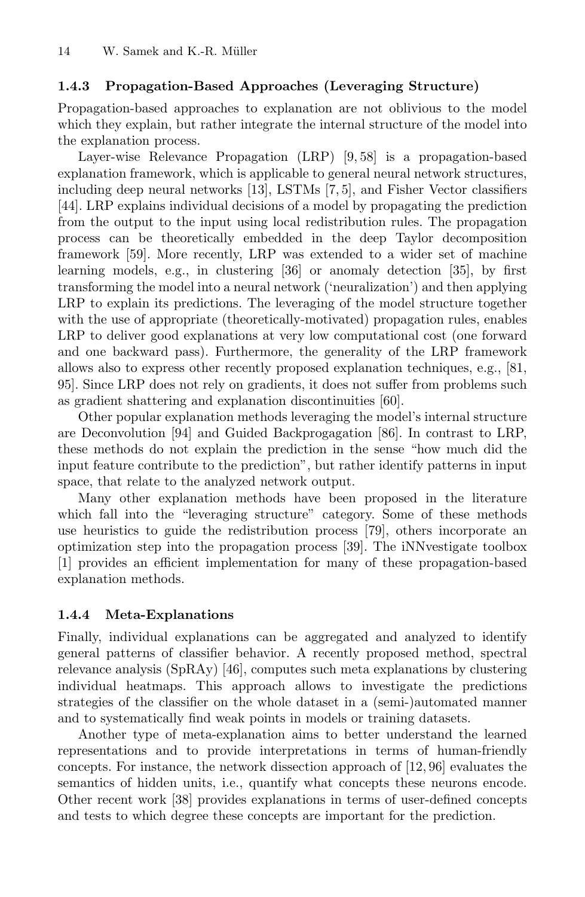### 1.4.3 Propagation-Based Approaches (Leveraging Structure)

Propagation-based approaches to explanation are not oblivious to the model which they explain, but rather integrate the internal structure of the model into the explanation process.

Layer-wise Relevance Propagation (LRP) [9, 58] is a propagation-based explanation framework, which is applicable to general neural network structures, including deep neural networks [13], LSTMs [7, 5], and Fisher Vector classifiers [44]. LRP explains individual decisions of a model by propagating the prediction from the output to the input using local redistribution rules. The propagation process can be theoretically embedded in the deep Taylor decomposition framework [59]. More recently, LRP was extended to a wider set of machine learning models, e.g., in clustering [36] or anomaly detection [35], by first transforming the model into a neural network ('neuralization') and then applying LRP to explain its predictions. The leveraging of the model structure together with the use of appropriate (theoretically-motivated) propagation rules, enables LRP to deliver good explanations at very low computational cost (one forward and one backward pass). Furthermore, the generality of the LRP framework allows also to express other recently proposed explanation techniques, e.g., [81, 95]. Since LRP does not rely on gradients, it does not suffer from problems such as gradient shattering and explanation discontinuities [60].

Other popular explanation methods leveraging the model's internal structure are Deconvolution [94] and Guided Backprogagation [86]. In contrast to LRP, these methods do not explain the prediction in the sense "how much did the input feature contribute to the prediction", but rather identify patterns in input space, that relate to the analyzed network output.

Many other explanation methods have been proposed in the literature which fall into the "leveraging structure" category. Some of these methods use heuristics to guide the redistribution process [79], others incorporate an optimization step into the propagation process [39]. The iNNvestigate toolbox [1] provides an efficient implementation for many of these propagation-based explanation methods.

### 1.4.4 Meta-Explanations

Finally, individual explanations can be aggregated and analyzed to identify general patterns of classifier behavior. A recently proposed method, spectral relevance analysis (SpRAy) [46], computes such meta explanations by clustering individual heatmaps. This approach allows to investigate the predictions strategies of the classifier on the whole dataset in a (semi-)automated manner and to systematically find weak points in models or training datasets.

Another type of meta-explanation aims to better understand the learned representations and to provide interpretations in terms of human-friendly concepts. For instance, the network dissection approach of [12, 96] evaluates the semantics of hidden units, i.e., quantify what concepts these neurons encode. Other recent work [38] provides explanations in terms of user-defined concepts and tests to which degree these concepts are important for the prediction.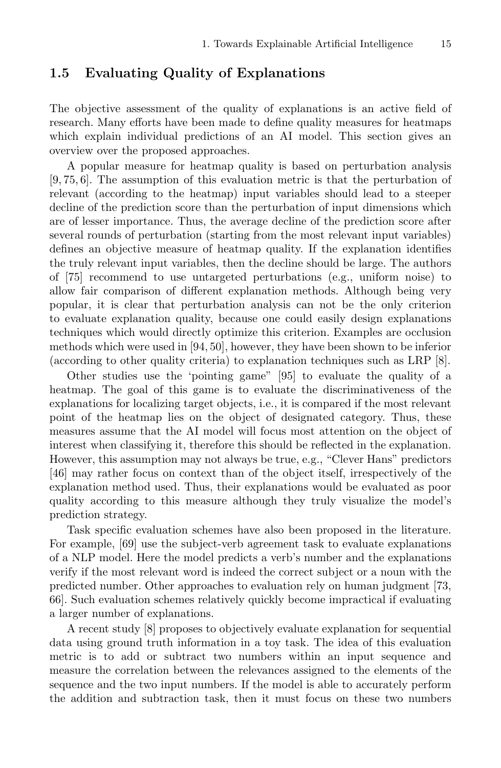## 1.5 Evaluating Quality of Explanations

The objective assessment of the quality of explanations is an active field of research. Many efforts have been made to define quality measures for heatmaps which explain individual predictions of an AI model. This section gives an overview over the proposed approaches.

A popular measure for heatmap quality is based on perturbation analysis [9, 75, 6]. The assumption of this evaluation metric is that the perturbation of relevant (according to the heatmap) input variables should lead to a steeper decline of the prediction score than the perturbation of input dimensions which are of lesser importance. Thus, the average decline of the prediction score after several rounds of perturbation (starting from the most relevant input variables) defines an objective measure of heatmap quality. If the explanation identifies the truly relevant input variables, then the decline should be large. The authors of [75] recommend to use untargeted perturbations (e.g., uniform noise) to allow fair comparison of different explanation methods. Although being very popular, it is clear that perturbation analysis can not be the only criterion to evaluate explanation quality, because one could easily design explanations techniques which would directly optimize this criterion. Examples are occlusion methods which were used in [94, 50], however, they have been shown to be inferior (according to other quality criteria) to explanation techniques such as LRP [8].

Other studies use the 'pointing game" [95] to evaluate the quality of a heatmap. The goal of this game is to evaluate the discriminativeness of the explanations for localizing target objects, i.e., it is compared if the most relevant point of the heatmap lies on the object of designated category. Thus, these measures assume that the AI model will focus most attention on the object of interest when classifying it, therefore this should be reflected in the explanation. However, this assumption may not always be true, e.g., "Clever Hans" predictors [46] may rather focus on context than of the object itself, irrespectively of the explanation method used. Thus, their explanations would be evaluated as poor quality according to this measure although they truly visualize the model's prediction strategy.

Task specific evaluation schemes have also been proposed in the literature. For example, [69] use the subject-verb agreement task to evaluate explanations of a NLP model. Here the model predicts a verb's number and the explanations verify if the most relevant word is indeed the correct subject or a noun with the predicted number. Other approaches to evaluation rely on human judgment [73, 66]. Such evaluation schemes relatively quickly become impractical if evaluating a larger number of explanations.

A recent study [8] proposes to objectively evaluate explanation for sequential data using ground truth information in a toy task. The idea of this evaluation metric is to add or subtract two numbers within an input sequence and measure the correlation between the relevances assigned to the elements of the sequence and the two input numbers. If the model is able to accurately perform the addition and subtraction task, then it must focus on these two numbers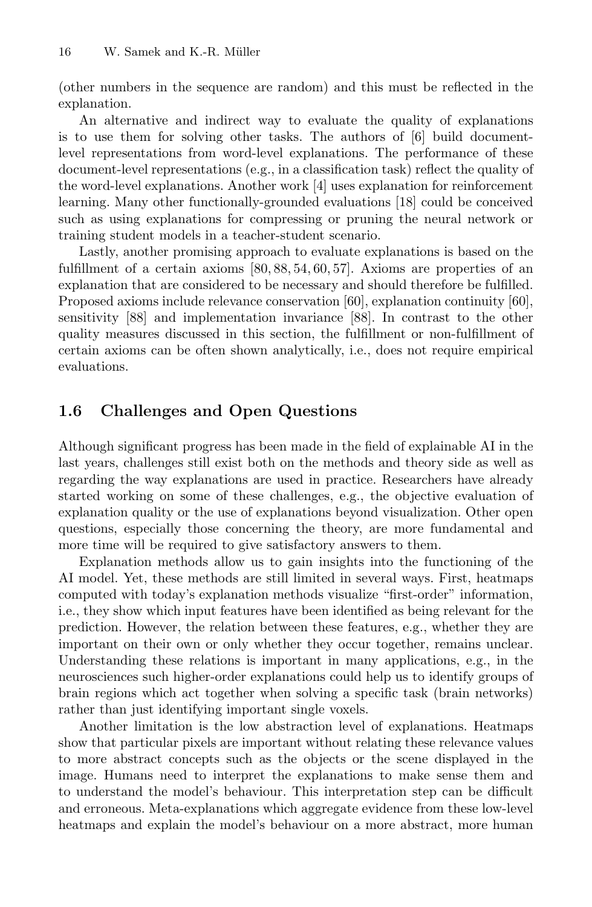(other numbers in the sequence are random) and this must be reflected in the explanation.

An alternative and indirect way to evaluate the quality of explanations is to use them for solving other tasks. The authors of [6] build document-level representations from word-level explanations. The performance of these document-level representations (e.g., in a classification task) reflect the quality of the word-level explanations. Another work [4] uses explanation for reinforcement learning. Many other functionally-grounded evaluations [18] could be conceived such as using explanations for compressing or pruning the neural network or training student models in a teacher-student scenario.

Lastly, another promising approach to evaluate explanations is based on the fulfillment of a certain axioms [80, 88, 54, 60, 57]. Axioms are properties of an explanation that are considered to be necessary and should therefore be fulfilled. Proposed axioms include relevance conservation [60], explanation continuity [60], sensitivity [88] and implementation invariance [88]. In contrast to the other quality measures discussed in this section, the fulfillment or non-fulfillment of certain axioms can be often shown analytically, i.e., does not require empirical evaluations.

## 1.6 Challenges and Open Questions

Although significant progress has been made in the field of explainable AI in the last years, challenges still exist both on the methods and theory side as well as regarding the way explanations are used in practice. Researchers have already started working on some of these challenges, e.g., the objective evaluation of explanation quality or the use of explanations beyond visualization. Other open questions, especially those concerning the theory, are more fundamental and more time will be required to give satisfactory answers to them.

Explanation methods allow us to gain insights into the functioning of the AI model. Yet, these methods are still limited in several ways. First, heatmaps computed with today's explanation methods visualize "first-order" information, i.e., they show which input features have been identified as being relevant for the prediction. However, the relation between these features, e.g., whether they are important on their own or only whether they occur together, remains unclear. Understanding these relations is important in many applications, e.g., in the neurosciences such higher-order explanations could help us to identify groups of brain regions which act together when solving a specific task (brain networks) rather than just identifying important single voxels.

Another limitation is the low abstraction level of explanations. Heatmaps show that particular pixels are important without relating these relevance values to more abstract concepts such as the objects or the scene displayed in the image. Humans need to interpret the explanations to make sense them and to understand the model's behaviour. This interpretation step can be difficult and erroneous. Meta-explanations which aggregate evidence from these low-level heatmaps and explain the model's behaviour on a more abstract, more human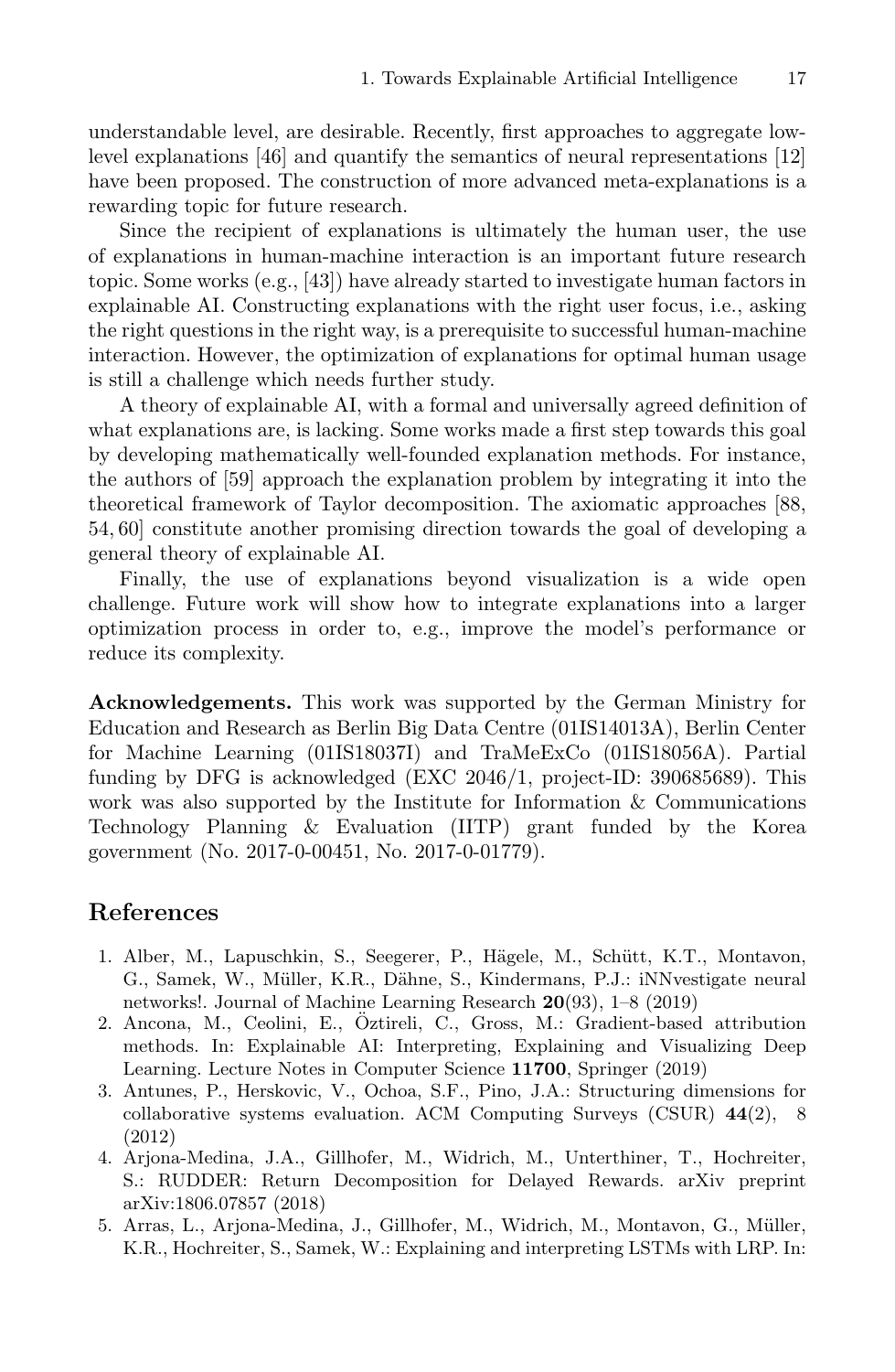understandable level, are desirable. Recently, first approaches to aggregate low-level explanations [46] and quantify the semantics of neural representations [12] have been proposed. The construction of more advanced meta-explanations is a rewarding topic for future research.

Since the recipient of explanations is ultimately the human user, the use of explanations in human-machine interaction is an important future research topic. Some works (e.g., [43]) have already started to investigate human factors in explainable AI. Constructing explanations with the right user focus, i.e., asking the right questions in the right way, is a prerequisite to successful human-machine interaction. However, the optimization of explanations for optimal human usage is still a challenge which needs further study.

A theory of explainable AI, with a formal and universally agreed definition of what explanations are, is lacking. Some works made a first step towards this goal by developing mathematically well-founded explanation methods. For instance, the authors of [59] approach the explanation problem by integrating it into the theoretical framework of Taylor decomposition. The axiomatic approaches [88, 54, 60] constitute another promising direction towards the goal of developing a general theory of explainable AI.

Finally, the use of explanations beyond visualization is a wide open challenge. Future work will show how to integrate explanations into a larger optimization process in order to, e.g., improve the model's performance or reduce its complexity.

**Acknowledgements.** This work was supported by the German Ministry for Education and Research as Berlin Big Data Centre (01IS14013A), Berlin Center for Machine Learning (01IS18037I) and TraMeExCo (01IS18056A). Partial funding by DFG is acknowledged (EXC 2046/1, project-ID: 390685689). This work was also supported by the Institute for Information & Communications Technology Planning & Evaluation (IITP) grant funded by the Korea government (No. 2017-0-00451, No. 2017-0-01779).

## References

1. Alber, M., Lapuschkin, S., Seegerer, P., Hägele, M., Schütt, K.T., Montavon, G., Samek, W., Müller, K.R., Dähne, S., Kindermans, P.J.: iNNvestigate neural networks!. Journal of Machine Learning Research **20**(93), 1–8 (2019)
2. Ancona, M., Ceolini, E., Öztireli, C., Gross, M.: Gradient-based attribution methods. In: Explainable AI: Interpreting, Explaining and Visualizing Deep Learning. Lecture Notes in Computer Science **11700**, Springer (2019)
3. Antunes, P., Herskovic, V., Ochoa, S.F., Pino, J.A.: Structuring dimensions for collaborative systems evaluation. ACM Computing Surveys (CSUR) **44**(2), 8 (2012)
4. Arjona-Medina, J.A., Gillhofer, M., Widrich, M., Unterthiner, T., Hochreiter, S.: RUDDER: Return Decomposition for Delayed Rewards. arXiv preprint arXiv:1806.07857 (2018)
5. Arras, L., Arjona-Medina, J., Gillhofer, M., Widrich, M., Montavon, G., Müller, K.R., Hochreiter, S., Samek, W.: Explaining and interpreting LSTMs with LRP. In: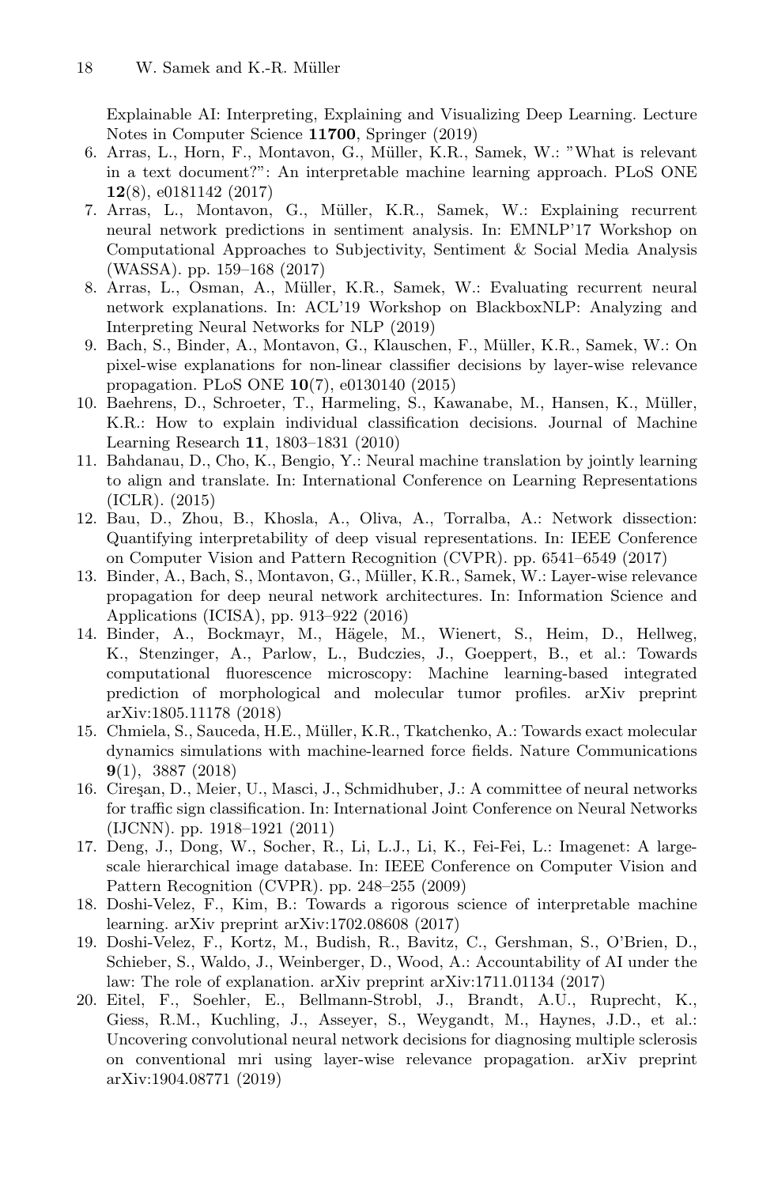Explainable AI: Interpreting, Explaining and Visualizing Deep Learning. Lecture Notes in Computer Science **11700**, Springer (2019)

6. Arras, L., Horn, F., Montavon, G., Müller, K.R., Samek, W.: "What is relevant in a text document?": An interpretable machine learning approach. PLoS ONE **12**(8), e0181142 (2017)
7. Arras, L., Montavon, G., Müller, K.R., Samek, W.: Explaining recurrent neural network predictions in sentiment analysis. In: EMNLP'17 Workshop on Computational Approaches to Subjectivity, Sentiment & Social Media Analysis (WASSA). pp. 159–168 (2017)
8. Arras, L., Osman, A., Müller, K.R., Samek, W.: Evaluating recurrent neural network explanations. In: ACL'19 Workshop on BlackboxNLP: Analyzing and Interpreting Neural Networks for NLP (2019)
9. Bach, S., Binder, A., Montavon, G., Klauschen, F., Müller, K.R., Samek, W.: On pixel-wise explanations for non-linear classifier decisions by layer-wise relevance propagation. PLoS ONE **10**(7), e0130140 (2015)
10. Baehrens, D., Schroeter, T., Harmeling, S., Kawanabe, M., Hansen, K., Müller, K.R.: How to explain individual classification decisions. Journal of Machine Learning Research **11**, 1803–1831 (2010)
11. Bahdanau, D., Cho, K., Bengio, Y.: Neural machine translation by jointly learning to align and translate. In: International Conference on Learning Representations (ICLR). (2015)
12. Bau, D., Zhou, B., Khosla, A., Oliva, A., Torralba, A.: Network dissection: Quantifying interpretability of deep visual representations. In: IEEE Conference on Computer Vision and Pattern Recognition (CVPR). pp. 6541–6549 (2017)
13. Binder, A., Bach, S., Montavon, G., Müller, K.R., Samek, W.: Layer-wise relevance propagation for deep neural network architectures. In: Information Science and Applications (ICISA), pp. 913–922 (2016)
14. Binder, A., Bockmayr, M., Hägele, M., Wienert, S., Heim, D., Hellweg, K., Stenzinger, A., Parlow, L., Budczies, J., Goeppert, B., et al.: Towards computational fluorescence microscopy: Machine learning-based integrated prediction of morphological and molecular tumor profiles. arXiv preprint arXiv:1805.11178 (2018)
15. Chmiela, S., Sauceda, H.E., Müller, K.R., Tkatchenko, A.: Towards exact molecular dynamics simulations with machine-learned force fields. Nature Communications **9**(1), 3887 (2018)
16. Cireşan, D., Meier, U., Masci, J., Schmidhuber, J.: A committee of neural networks for traffic sign classification. In: International Joint Conference on Neural Networks (IJCNN). pp. 1918–1921 (2011)
17. Deng, J., Dong, W., Socher, R., Li, L.J., Li, K., Fei-Fei, L.: Imagenet: A large-scale hierarchical image database. In: IEEE Conference on Computer Vision and Pattern Recognition (CVPR). pp. 248–255 (2009)
18. Doshi-Velez, F., Kim, B.: Towards a rigorous science of interpretable machine learning. arXiv preprint arXiv:1702.08608 (2017)
19. Doshi-Velez, F., Kortz, M., Budish, R., Bavitz, C., Gershman, S., O'Brien, D., Schieber, S., Waldo, J., Weinberger, D., Wood, A.: Accountability of AI under the law: The role of explanation. arXiv preprint arXiv:1711.01134 (2017)
20. Eitel, F., Soehler, E., Bellmann-Strobl, J., Brandt, A.U., Ruprecht, K., Giess, R.M., Kuchling, J., Asseyer, S., Weygandt, M., Haynes, J.D., et al.: Uncovering convolutional neural network decisions for diagnosing multiple sclerosis on conventional mri using layer-wise relevance propagation. arXiv preprint arXiv:1904.08771 (2019)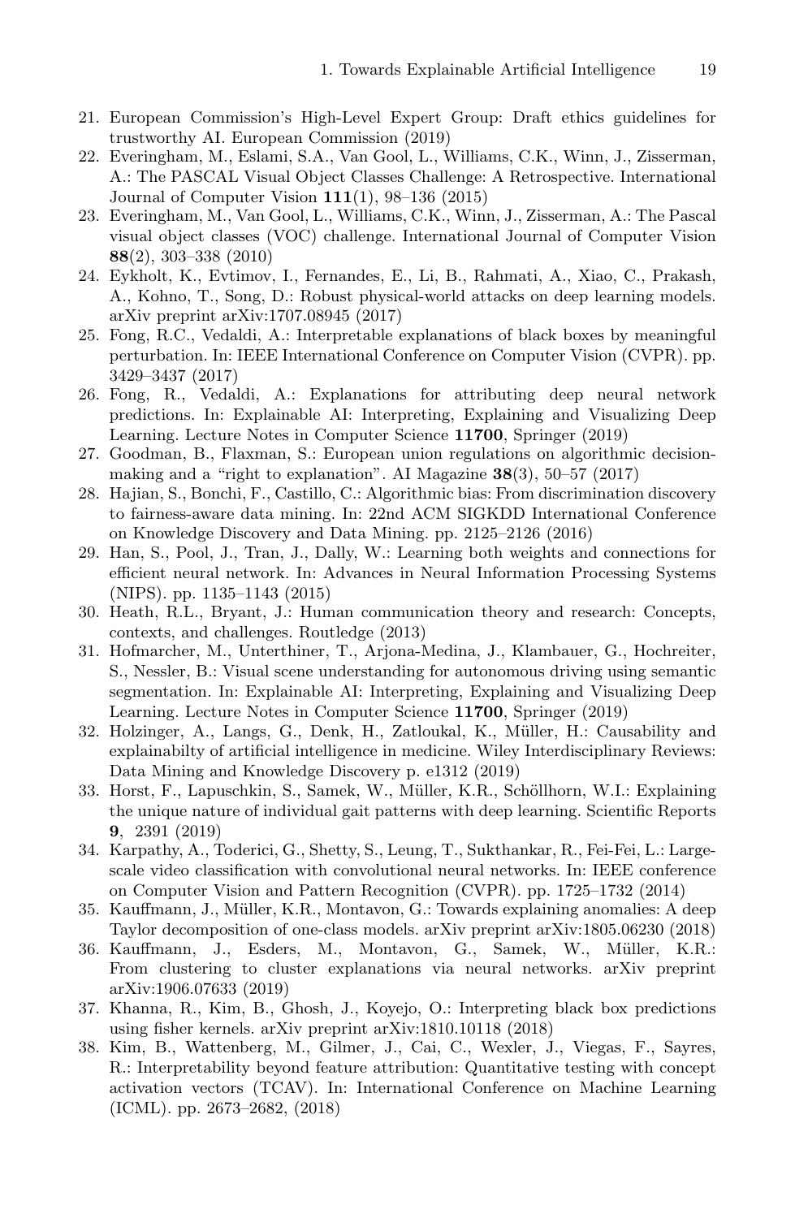21. European Commission's High-Level Expert Group: Draft ethics guidelines for trustworthy AI. European Commission (2019)
22. Everingham, M., Eslami, S.A., Van Gool, L., Williams, C.K., Winn, J., Zisserman, A.: The PASCAL Visual Object Classes Challenge: A Retrospective. International Journal of Computer Vision **111**(1), 98–136 (2015)
23. Everingham, M., Van Gool, L., Williams, C.K., Winn, J., Zisserman, A.: The Pascal visual object classes (VOC) challenge. International Journal of Computer Vision **88**(2), 303–338 (2010)
24. Eykholt, K., Evtimov, I., Fernandes, E., Li, B., Rahmati, A., Xiao, C., Prakash, A., Kohno, T., Song, D.: Robust physical-world attacks on deep learning models. arXiv preprint arXiv:1707.08945 (2017)
25. Fong, R.C., Vedaldi, A.: Interpretable explanations of black boxes by meaningful perturbation. In: IEEE International Conference on Computer Vision (CVPR). pp. 3429–3437 (2017)
26. Fong, R., Vedaldi, A.: Explanations for attributing deep neural network predictions. In: Explainable AI: Interpreting, Explaining and Visualizing Deep Learning. Lecture Notes in Computer Science **11700**, Springer (2019)
27. Goodman, B., Flaxman, S.: European union regulations on algorithmic decision-making and a "right to explanation". AI Magazine **38**(3), 50–57 (2017)
28. Hajian, S., Bonchi, F., Castillo, C.: Algorithmic bias: From discrimination discovery to fairness-aware data mining. In: 22nd ACM SIGKDD International Conference on Knowledge Discovery and Data Mining. pp. 2125–2126 (2016)
29. Han, S., Pool, J., Tran, J., Dally, W.: Learning both weights and connections for efficient neural network. In: Advances in Neural Information Processing Systems (NIPS). pp. 1135–1143 (2015)
30. Heath, R.L., Bryant, J.: Human communication theory and research: Concepts, contexts, and challenges. Routledge (2013)
31. Hofmarcher, M., Unterthiner, T., Arjona-Medina, J., Klambauer, G., Hochreiter, S., Nessler, B.: Visual scene understanding for autonomous driving using semantic segmentation. In: Explainable AI: Interpreting, Explaining and Visualizing Deep Learning. Lecture Notes in Computer Science **11700**, Springer (2019)
32. Holzinger, A., Langs, G., Denk, H., Zatloukal, K., Müller, H.: Causability and explainabilty of artificial intelligence in medicine. Wiley Interdisciplinary Reviews: Data Mining and Knowledge Discovery p. e1312 (2019)
33. Horst, F., Lapuschkin, S., Samek, W., Müller, K.R., Schöllhorn, W.I.: Explaining the unique nature of individual gait patterns with deep learning. Scientific Reports **9**, 2391 (2019)
34. Karpathy, A., Toderici, G., Shetty, S., Leung, T., Sukthankar, R., Fei-Fei, L.: Large-scale video classification with convolutional neural networks. In: IEEE conference on Computer Vision and Pattern Recognition (CVPR). pp. 1725–1732 (2014)
35. Kauffmann, J., Müller, K.R., Montavon, G.: Towards explaining anomalies: A deep Taylor decomposition of one-class models. arXiv preprint arXiv:1805.06230 (2018)
36. Kauffmann, J., Esders, M., Montavon, G., Samek, W., Müller, K.R.: From clustering to cluster explanations via neural networks. arXiv preprint arXiv:1906.07633 (2019)
37. Khanna, R., Kim, B., Ghosh, J., Koyejo, O.: Interpreting black box predictions using fisher kernels. arXiv preprint arXiv:1810.10118 (2018)
38. Kim, B., Wattenberg, M., Gilmer, J., Cai, C., Wexler, J., Viegas, F., Sayres, R.: Interpretability beyond feature attribution: Quantitative testing with concept activation vectors (TCAV). In: International Conference on Machine Learning (ICML). pp. 2673–2682, (2018)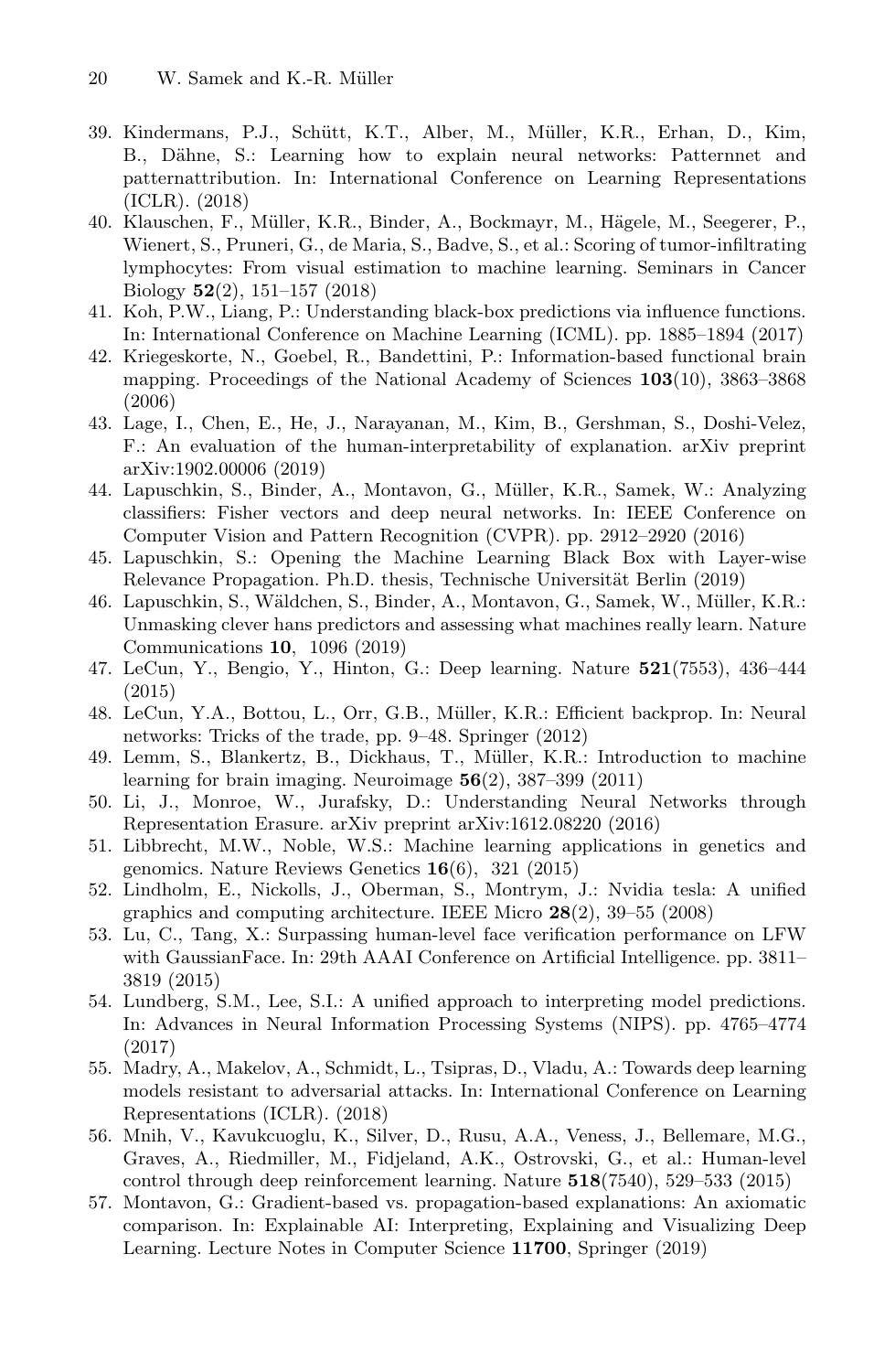39. Kindermans, P.J., Schütt, K.T., Alber, M., Müller, K.R., Erhan, D., Kim, B., Dähne, S.: Learning how to explain neural networks: Patternnet and patternattribution. In: International Conference on Learning Representations (ICLR). (2018)
40. Klauschen, F., Müller, K.R., Binder, A., Bockmayr, M., Hägele, M., Seegerer, P., Wienert, S., Pruneri, G., de Maria, S., Badve, S., et al.: Scoring of tumor-infiltrating lymphocytes: From visual estimation to machine learning. Seminars in Cancer Biology **52**(2), 151–157 (2018)
41. Koh, P.W., Liang, P.: Understanding black-box predictions via influence functions. In: International Conference on Machine Learning (ICML). pp. 1885–1894 (2017)
42. Kriegeskorte, N., Goebel, R., Bandettini, P.: Information-based functional brain mapping. Proceedings of the National Academy of Sciences **103**(10), 3863–3868 (2006)
43. Lage, I., Chen, E., He, J., Narayanan, M., Kim, B., Gershman, S., Doshi-Velez, F.: An evaluation of the human-interpretability of explanation. arXiv preprint arXiv:1902.00006 (2019)
44. Lapuschkin, S., Binder, A., Montavon, G., Müller, K.R., Samek, W.: Analyzing classifiers: Fisher vectors and deep neural networks. In: IEEE Conference on Computer Vision and Pattern Recognition (CVPR). pp. 2912–2920 (2016)
45. Lapuschkin, S.: Opening the Machine Learning Black Box with Layer-wise Relevance Propagation. Ph.D. thesis, Technische Universität Berlin (2019)
46. Lapuschkin, S., Wäldchen, S., Binder, A., Montavon, G., Samek, W., Müller, K.R.: Unmasking clever hans predictors and assessing what machines really learn. Nature Communications **10**, 1096 (2019)
47. LeCun, Y., Bengio, Y., Hinton, G.: Deep learning. Nature **521**(7553), 436–444 (2015)
48. LeCun, Y.A., Bottou, L., Orr, G.B., Müller, K.R.: Efficient backprop. In: Neural networks: Tricks of the trade, pp. 9–48. Springer (2012)
49. Lemm, S., Blankertz, B., Dickhaus, T., Müller, K.R.: Introduction to machine learning for brain imaging. Neuroimage **56**(2), 387–399 (2011)
50. Li, J., Monroe, W., Jurafsky, D.: Understanding Neural Networks through Representation Erasure. arXiv preprint arXiv:1612.08220 (2016)
51. Libbrecht, M.W., Noble, W.S.: Machine learning applications in genetics and genomics. Nature Reviews Genetics **16**(6), 321 (2015)
52. Lindholm, E., Nickolls, J., Oberman, S., Montrym, J.: Nvidia tesla: A unified graphics and computing architecture. IEEE Micro **28**(2), 39–55 (2008)
53. Lu, C., Tang, X.: Surpassing human-level face verification performance on LFW with GaussianFace. In: 29th AAAI Conference on Artificial Intelligence. pp. 3811–3819 (2015)
54. Lundberg, S.M., Lee, S.I.: A unified approach to interpreting model predictions. In: Advances in Neural Information Processing Systems (NIPS). pp. 4765–4774 (2017)
55. Madry, A., Makelov, A., Schmidt, L., Tsipras, D., Vladu, A.: Towards deep learning models resistant to adversarial attacks. In: International Conference on Learning Representations (ICLR). (2018)
56. Mnih, V., Kavukcuoglu, K., Silver, D., Rusu, A.A., Veness, J., Bellemare, M.G., Graves, A., Riedmiller, M., Fidjeland, A.K., Ostrovski, G., et al.: Human-level control through deep reinforcement learning. Nature **518**(7540), 529–533 (2015)
57. Montavon, G.: Gradient-based vs. propagation-based explanations: An axiomatic comparison. In: Explainable AI: Interpreting, Explaining and Visualizing Deep Learning. Lecture Notes in Computer Science **11700**, Springer (2019)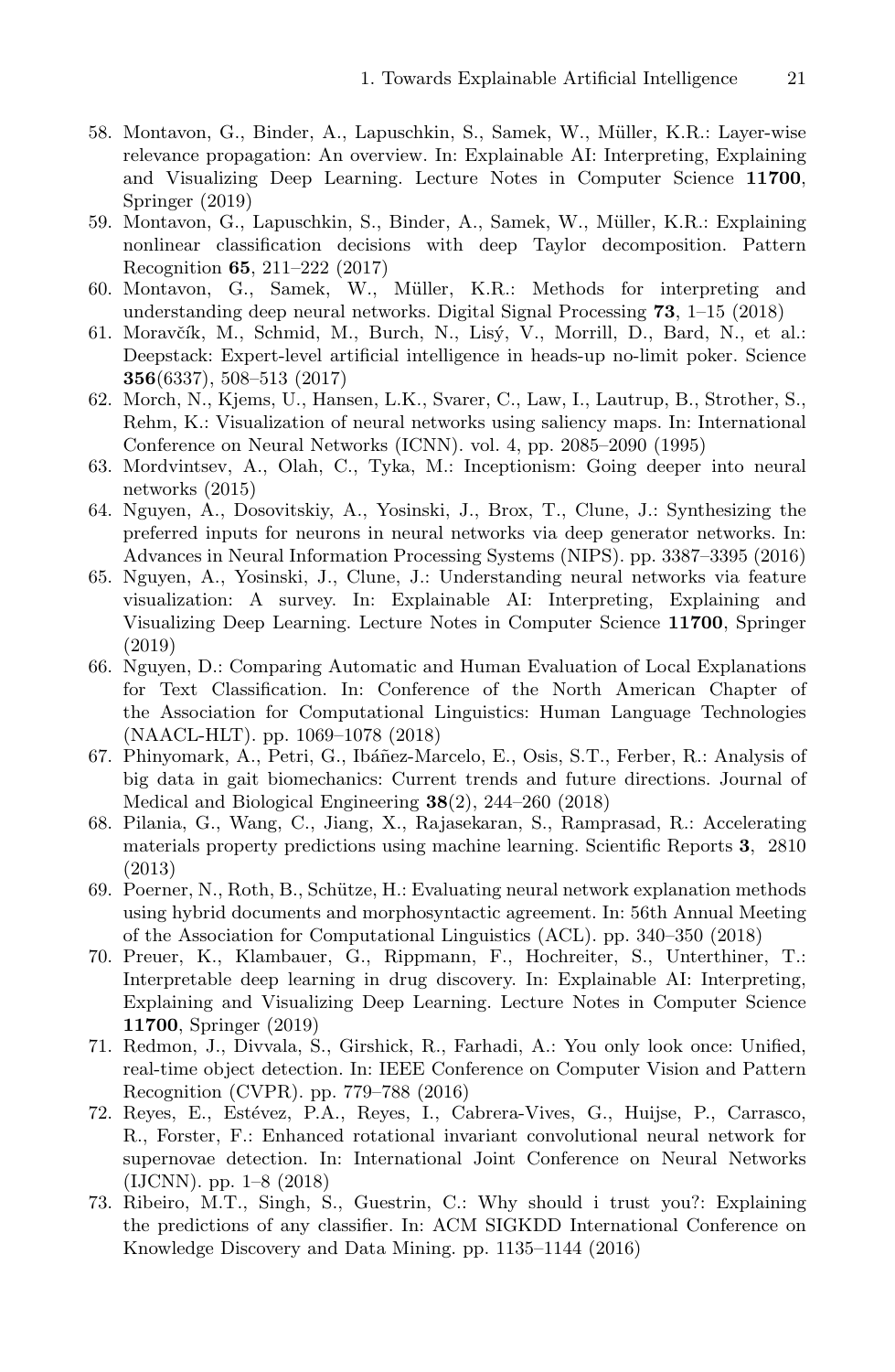58. Montavon, G., Binder, A., Lapuschkin, S., Samek, W., Müller, K.R.: Layer-wise relevance propagation: An overview. In: Explainable AI: Interpreting, Explaining and Visualizing Deep Learning. Lecture Notes in Computer Science **11700**, Springer (2019)
59. Montavon, G., Lapuschkin, S., Binder, A., Samek, W., Müller, K.R.: Explaining nonlinear classification decisions with deep Taylor decomposition. Pattern Recognition **65**, 211–222 (2017)
60. Montavon, G., Samek, W., Müller, K.R.: Methods for interpreting and understanding deep neural networks. Digital Signal Processing **73**, 1–15 (2018)
61. Moravčík, M., Schmid, M., Burch, N., Lisý, V., Morrill, D., Bard, N., et al.: Deepstack: Expert-level artificial intelligence in heads-up no-limit poker. Science **356**(6337), 508–513 (2017)
62. Morch, N., Kjems, U., Hansen, L.K., Svarer, C., Law, I., Lautrup, B., Strother, S., Rehm, K.: Visualization of neural networks using saliency maps. In: International Conference on Neural Networks (ICNN). vol. 4, pp. 2085–2090 (1995)
63. Mordvintsev, A., Olah, C., Tyka, M.: Inceptionism: Going deeper into neural networks (2015)
64. Nguyen, A., Dosovitskiy, A., Yosinski, J., Brox, T., Clune, J.: Synthesizing the preferred inputs for neurons in neural networks via deep generator networks. In: Advances in Neural Information Processing Systems (NIPS). pp. 3387–3395 (2016)
65. Nguyen, A., Yosinski, J., Clune, J.: Understanding neural networks via feature visualization: A survey. In: Explainable AI: Interpreting, Explaining and Visualizing Deep Learning. Lecture Notes in Computer Science **11700**, Springer (2019)
66. Nguyen, D.: Comparing Automatic and Human Evaluation of Local Explanations for Text Classification. In: Conference of the North American Chapter of the Association for Computational Linguistics: Human Language Technologies (NAACL-HLT). pp. 1069–1078 (2018)
67. Phinyomark, A., Petri, G., Ibáñez-Marcelo, E., Osis, S.T., Ferber, R.: Analysis of big data in gait biomechanics: Current trends and future directions. Journal of Medical and Biological Engineering **38**(2), 244–260 (2018)
68. Pilania, G., Wang, C., Jiang, X., Rajasekaran, S., Ramprasad, R.: Accelerating materials property predictions using machine learning. Scientific Reports **3**, 2810 (2013)
69. Poerner, N., Roth, B., Schütze, H.: Evaluating neural network explanation methods using hybrid documents and morphosyntactic agreement. In: 56th Annual Meeting of the Association for Computational Linguistics (ACL). pp. 340–350 (2018)
70. Preuer, K., Klambauer, G., Rippmann, F., Hochreiter, S., Unterthiner, T.: Interpretable deep learning in drug discovery. In: Explainable AI: Interpreting, Explaining and Visualizing Deep Learning. Lecture Notes in Computer Science **11700**, Springer (2019)
71. Redmon, J., Divvala, S., Girshick, R., Farhadi, A.: You only look once: Unified, real-time object detection. In: IEEE Conference on Computer Vision and Pattern Recognition (CVPR). pp. 779–788 (2016)
72. Reyes, E., Estévez, P.A., Reyes, I., Cabrera-Vives, G., Huijse, P., Carrasco, R., Forster, F.: Enhanced rotational invariant convolutional neural network for supernovae detection. In: International Joint Conference on Neural Networks (IJCNN). pp. 1–8 (2018)
73. Ribeiro, M.T., Singh, S., Guestrin, C.: Why should i trust you?: Explaining the predictions of any classifier. In: ACM SIGKDD International Conference on Knowledge Discovery and Data Mining. pp. 1135–1144 (2016)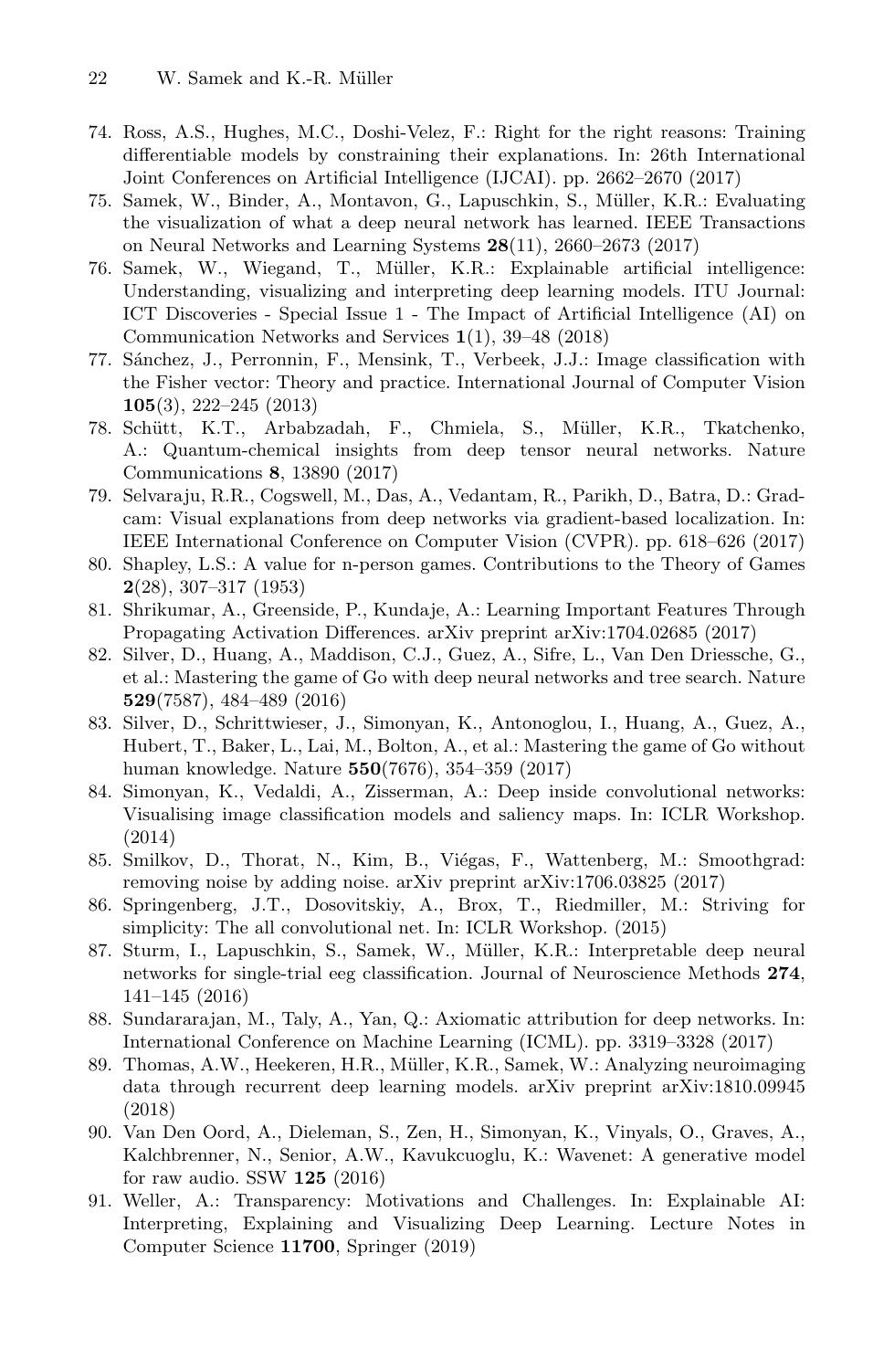74. Ross, A.S., Hughes, M.C., Doshi-Velez, F.: Right for the right reasons: Training differentiable models by constraining their explanations. In: 26th International Joint Conferences on Artificial Intelligence (IJCAI). pp. 2662–2670 (2017)
75. Samek, W., Binder, A., Montavon, G., Lapuschkin, S., Müller, K.R.: Evaluating the visualization of what a deep neural network has learned. IEEE Transactions on Neural Networks and Learning Systems **28**(11), 2660–2673 (2017)
76. Samek, W., Wiegand, T., Müller, K.R.: Explainable artificial intelligence: Understanding, visualizing and interpreting deep learning models. ITU Journal: ICT Discoveries - Special Issue 1 - The Impact of Artificial Intelligence (AI) on Communication Networks and Services **1**(1), 39–48 (2018)
77. Sánchez, J., Perronnin, F., Mensink, T., Verbeek, J.J.: Image classification with the Fisher vector: Theory and practice. International Journal of Computer Vision **105**(3), 222–245 (2013)
78. Schütt, K.T., Arbabzadah, F., Chmiela, S., Müller, K.R., Tkatchenko, A.: Quantum-chemical insights from deep tensor neural networks. Nature Communications **8**, 13890 (2017)
79. Selvaraju, R.R., Cogswell, M., Das, A., Vedantam, R., Parikh, D., Batra, D.: Grad-cam: Visual explanations from deep networks via gradient-based localization. In: IEEE International Conference on Computer Vision (CVPR). pp. 618–626 (2017)
80. Shapley, L.S.: A value for n-person games. Contributions to the Theory of Games **2**(28), 307–317 (1953)
81. Shrikumar, A., Greenside, P., Kundaje, A.: Learning Important Features Through Propagating Activation Differences. arXiv preprint arXiv:1704.02685 (2017)
82. Silver, D., Huang, A., Maddison, C.J., Guez, A., Sifre, L., Van Den Driessche, G., et al.: Mastering the game of Go with deep neural networks and tree search. Nature **529**(7587), 484–489 (2016)
83. Silver, D., Schrittwieser, J., Simonyan, K., Antonoglou, I., Huang, A., Guez, A., Hubert, T., Baker, L., Lai, M., Bolton, A., et al.: Mastering the game of Go without human knowledge. Nature **550**(7676), 354–359 (2017)
84. Simonyan, K., Vedaldi, A., Zisserman, A.: Deep inside convolutional networks: Visualising image classification models and saliency maps. In: ICLR Workshop. (2014)
85. Smilkov, D., Thorat, N., Kim, B., Viégas, F., Wattenberg, M.: Smoothgrad: removing noise by adding noise. arXiv preprint arXiv:1706.03825 (2017)
86. Springenberg, J.T., Dosovitskiy, A., Brox, T., Riedmiller, M.: Striving for simplicity: The all convolutional net. In: ICLR Workshop. (2015)
87. Sturm, I., Lapuschkin, S., Samek, W., Müller, K.R.: Interpretable deep neural networks for single-trial eeg classification. Journal of Neuroscience Methods **274**, 141–145 (2016)
88. Sundararajan, M., Taly, A., Yan, Q.: Axiomatic attribution for deep networks. In: International Conference on Machine Learning (ICML). pp. 3319–3328 (2017)
89. Thomas, A.W., Heekeren, H.R., Müller, K.R., Samek, W.: Analyzing neuroimaging data through recurrent deep learning models. arXiv preprint arXiv:1810.09945 (2018)
90. Van Den Oord, A., Dieleman, S., Zen, H., Simonyan, K., Vinyals, O., Graves, A., Kalchbrenner, N., Senior, A.W., Kavukcuoglu, K.: Wavenet: A generative model for raw audio. SSW **125** (2016)
91. Weller, A.: Transparency: Motivations and Challenges. In: Explainable AI: Interpreting, Explaining and Visualizing Deep Learning. Lecture Notes in Computer Science **11700**, Springer (2019)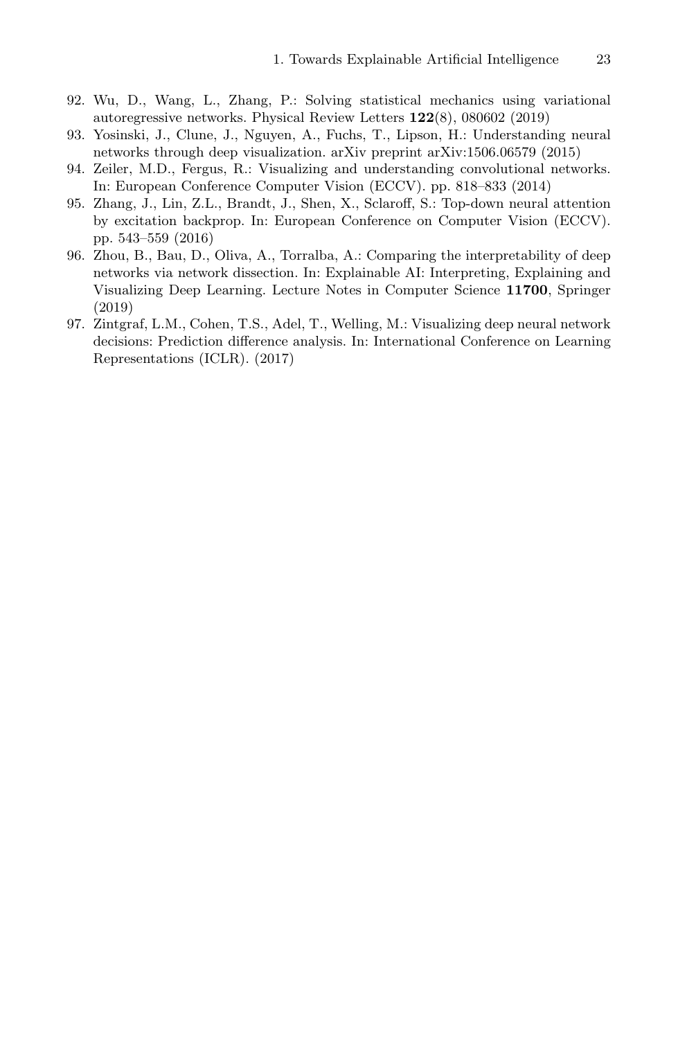92. Wu, D., Wang, L., Zhang, P.: Solving statistical mechanics using variational autoregressive networks. Physical Review Letters **122**(8), 080602 (2019)
93. Yosinski, J., Clune, J., Nguyen, A., Fuchs, T., Lipson, H.: Understanding neural networks through deep visualization. arXiv preprint arXiv:1506.06579 (2015)
94. Zeiler, M.D., Fergus, R.: Visualizing and understanding convolutional networks. In: European Conference Computer Vision (ECCV). pp. 818–833 (2014)
95. Zhang, J., Lin, Z.L., Brandt, J., Shen, X., Sclaroff, S.: Top-down neural attention by excitation backprop. In: European Conference on Computer Vision (ECCV). pp. 543–559 (2016)
96. Zhou, B., Bau, D., Oliva, A., Torralba, A.: Comparing the interpretability of deep networks via network dissection. In: Explainable AI: Interpreting, Explaining and Visualizing Deep Learning. Lecture Notes in Computer Science **11700**, Springer (2019)
97. Zintgraf, L.M., Cohen, T.S., Adel, T., Welling, M.: Visualizing deep neural network decisions: Prediction difference analysis. In: International Conference on Learning Representations (ICLR). (2017)